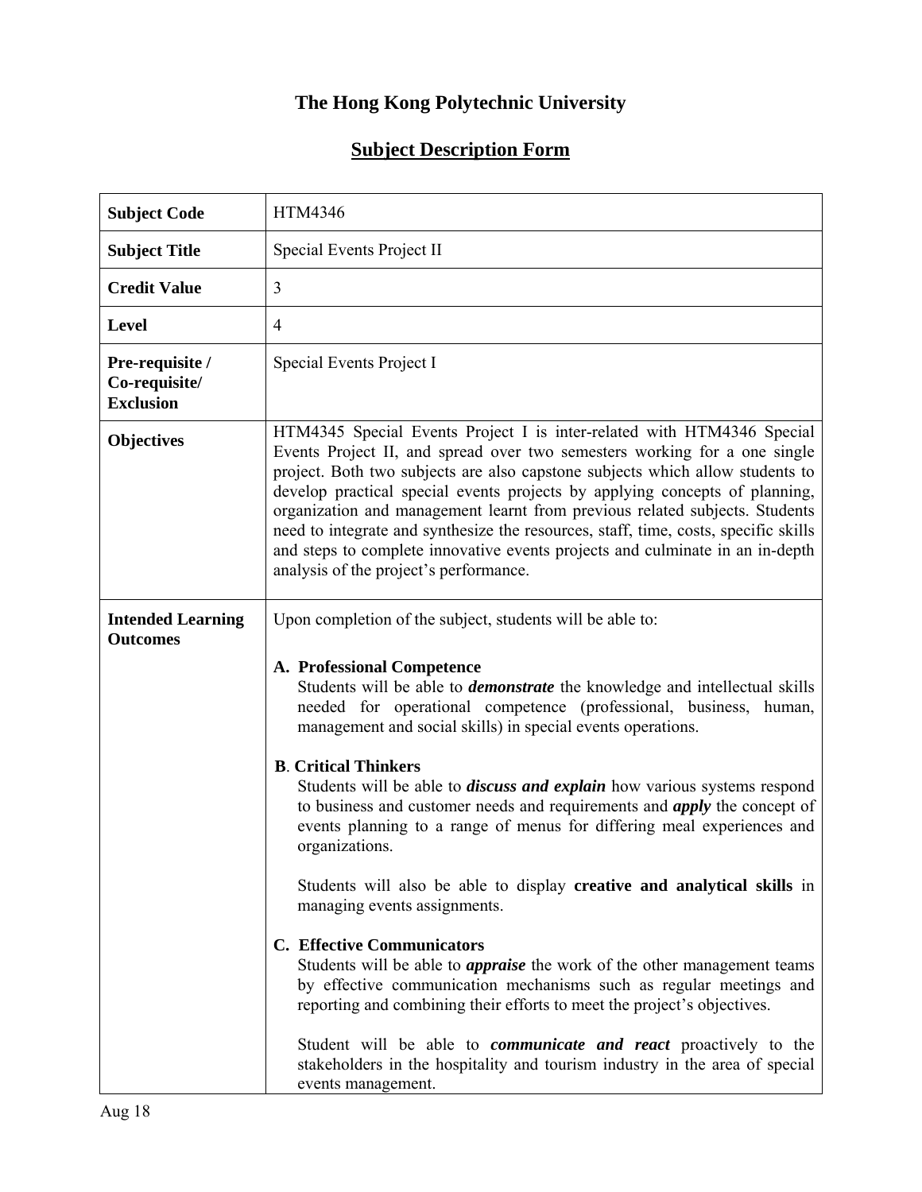# The Hong Kong Polytechnic University

## Subject Description Form

| | |
|---|---|
| **Subject Code** | HTM4346 |
| **Subject Title** | Special Events Project II |
| **Credit Value** | 3 |
| **Level** | 4 |
| **Pre-requisite / Co-requisite/ Exclusion** | Special Events Project I |
| **Objectives** | HTM4345 Special Events Project I is inter-related with HTM4346 Special Events Project II, and spread over two semesters working for a one single project. Both two subjects are also capstone subjects which allow students to develop practical special events projects by applying concepts of planning, organization and management learnt from previous related subjects. Students need to integrate and synthesize the resources, staff, time, costs, specific skills and steps to complete innovative events projects and culminate in an in-depth analysis of the project's performance. |
| **Intended Learning Outcomes** | Upon completion of the subject, students will be able to:<br><br>**A. Professional Competence**<br>Students will be able to ***demonstrate*** the knowledge and intellectual skills needed for operational competence (professional, business, human, management and social skills) in special events operations.<br><br>**B. Critical Thinkers**<br>Students will be able to ***discuss and explain*** how various systems respond to business and customer needs and requirements and ***apply*** the concept of events planning to a range of menus for differing meal experiences and organizations.<br><br>Students will also be able to display **creative and analytical skills** in managing events assignments.<br><br>**C. Effective Communicators**<br>Students will be able to ***appraise*** the work of the other management teams by effective communication mechanisms such as regular meetings and reporting and combining their efforts to meet the project's objectives.<br><br>Student will be able to ***communicate and react*** proactively to the stakeholders in the hospitality and tourism industry in the area of special events management. |

Aug 18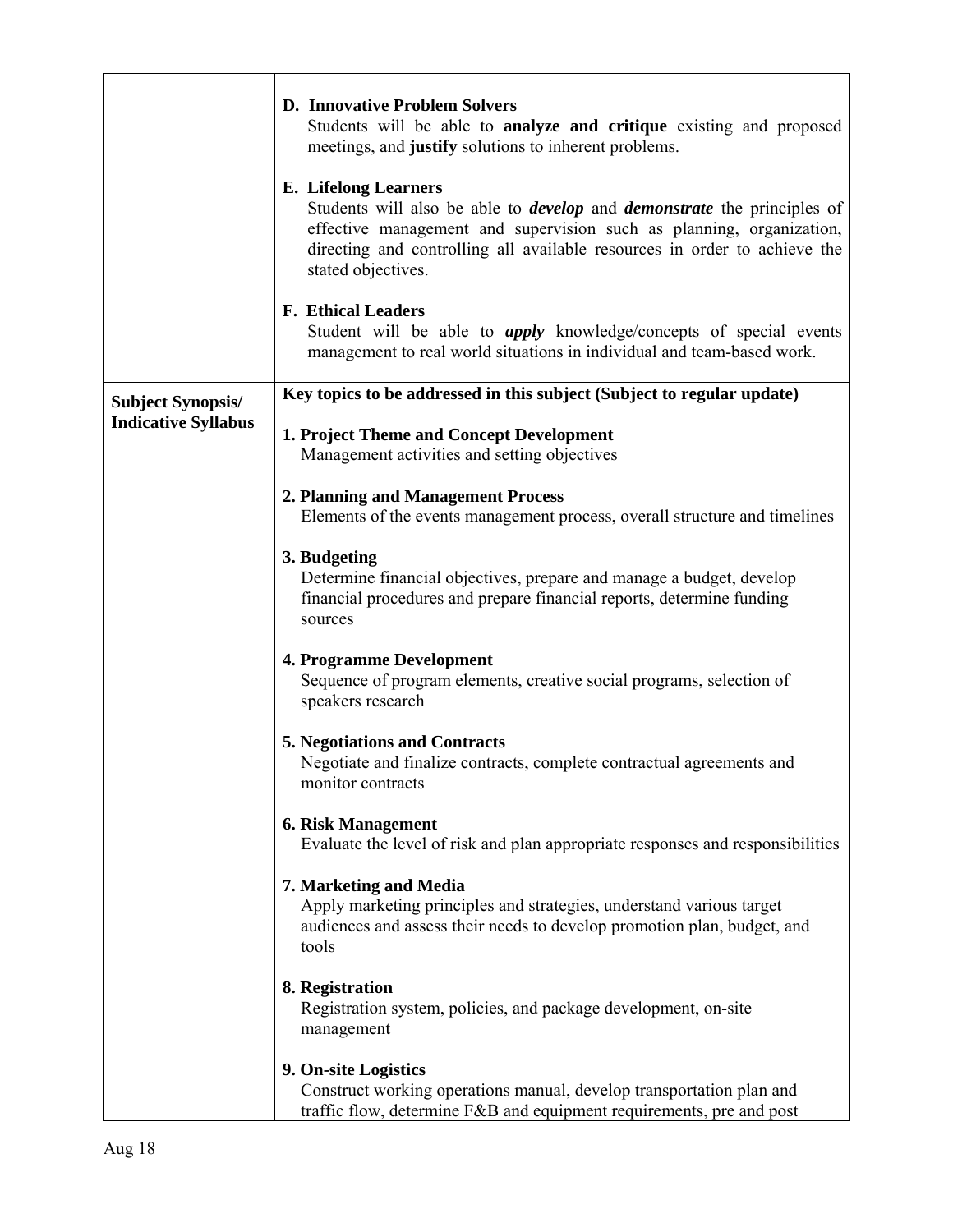| | |
|---|---|
| | **D. Innovative Problem Solvers**<br>Students will be able to **analyze and critique** existing and proposed meetings, and **justify** solutions to inherent problems.<br><br>**E. Lifelong Learners**<br>Students will also be able to ***develop*** and ***demonstrate*** the principles of effective management and supervision such as planning, organization, directing and controlling all available resources in order to achieve the stated objectives.<br><br>**F. Ethical Leaders**<br>Student will be able to ***apply*** knowledge/concepts of special events management to real world situations in individual and team-based work. |
| **Subject Synopsis/ Indicative Syllabus** | **Key topics to be addressed in this subject (Subject to regular update)**<br><br>**1. Project Theme and Concept Development**<br>Management activities and setting objectives<br><br>**2. Planning and Management Process**<br>Elements of the events management process, overall structure and timelines<br><br>**3. Budgeting**<br>Determine financial objectives, prepare and manage a budget, develop financial procedures and prepare financial reports, determine funding sources<br><br>**4. Programme Development**<br>Sequence of program elements, creative social programs, selection of speakers research<br><br>**5. Negotiations and Contracts**<br>Negotiate and finalize contracts, complete contractual agreements and monitor contracts<br><br>**6. Risk Management**<br>Evaluate the level of risk and plan appropriate responses and responsibilities<br><br>**7. Marketing and Media**<br>Apply marketing principles and strategies, understand various target audiences and assess their needs to develop promotion plan, budget, and tools<br><br>**8. Registration**<br>Registration system, policies, and package development, on-site management<br><br>**9. On-site Logistics**<br>Construct working operations manual, develop transportation plan and traffic flow, determine F&B and equipment requirements, pre and post |

Aug 18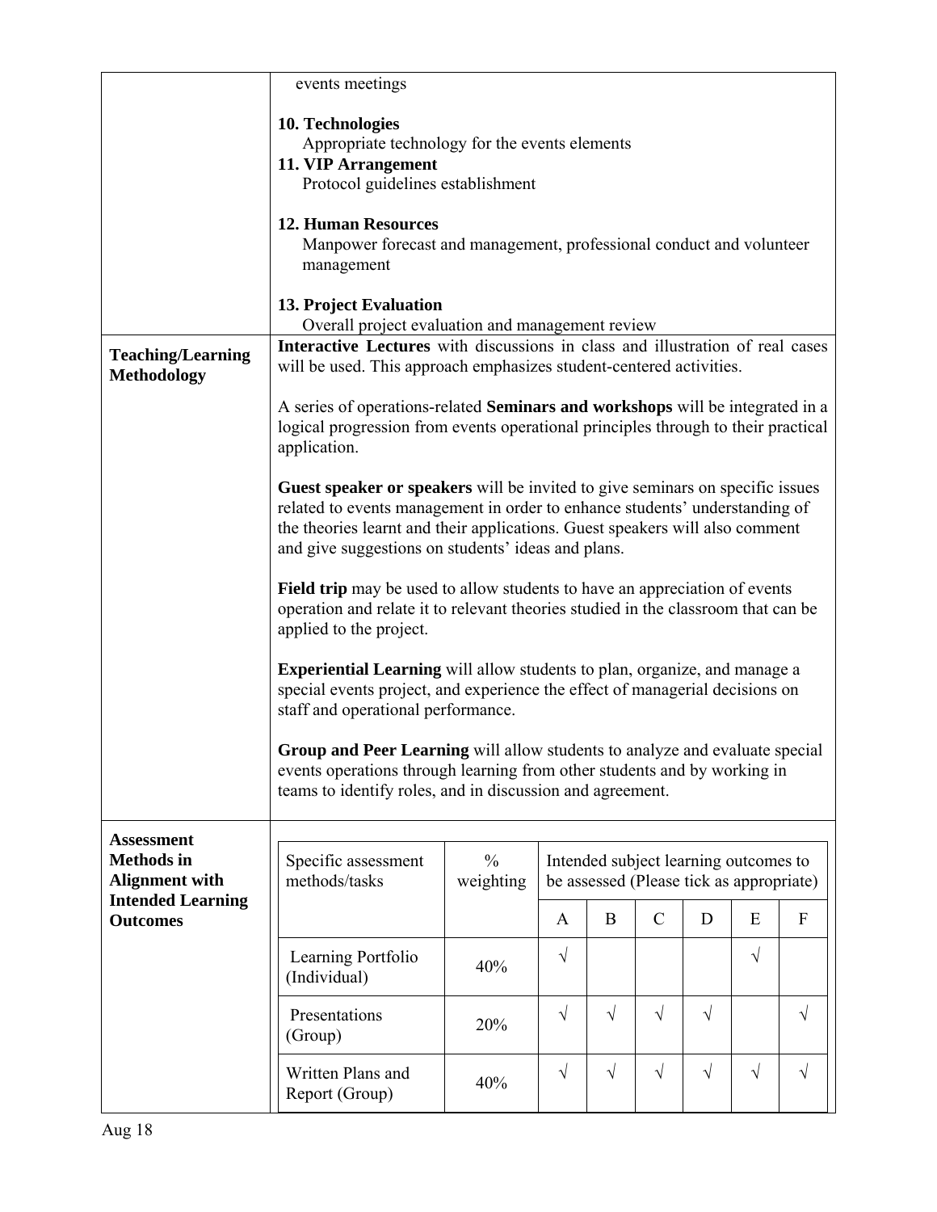| | |
|---|---|
| | events meetings<br><br>**10. Technologies**<br>Appropriate technology for the events elements<br>**11. VIP Arrangement**<br>Protocol guidelines establishment<br><br>**12. Human Resources**<br>Manpower forecast and management, professional conduct and volunteer management<br><br>**13. Project Evaluation**<br>Overall project evaluation and management review |
| **Teaching/Learning Methodology** | **Interactive Lectures** with discussions in class and illustration of real cases will be used. This approach emphasizes student-centered activities.<br><br>A series of operations-related **Seminars and workshops** will be integrated in a logical progression from events operational principles through to their practical application.<br><br>**Guest speaker or speakers** will be invited to give seminars on specific issues related to events management in order to enhance students' understanding of the theories learnt and their applications. Guest speakers will also comment and give suggestions on students' ideas and plans.<br><br>**Field trip** may be used to allow students to have an appreciation of events operation and relate it to relevant theories studied in the classroom that can be applied to the project.<br><br>**Experiential Learning** will allow students to plan, organize, and manage a special events project, and experience the effect of managerial decisions on staff and operational performance.<br><br>**Group and Peer Learning** will allow students to analyze and evaluate special events operations through learning from other students and by working in teams to identify roles, and in discussion and agreement. |
| **Assessment Methods in Alignment with Intended Learning Outcomes** | |

| Specific assessment methods/tasks | % weighting | Intended subject learning outcomes to be assessed (Please tick as appropriate) | | | | | |
|---|---|---|---|---|---|---|---|
| | | A | B | C | D | E | F |
| Learning Portfolio (Individual) | 40% | √ | | | | √ | |
| Presentations (Group) | 20% | √ | √ | √ | √ | | √ |
| Written Plans and Report (Group) | 40% | √ | √ | √ | √ | √ | √ |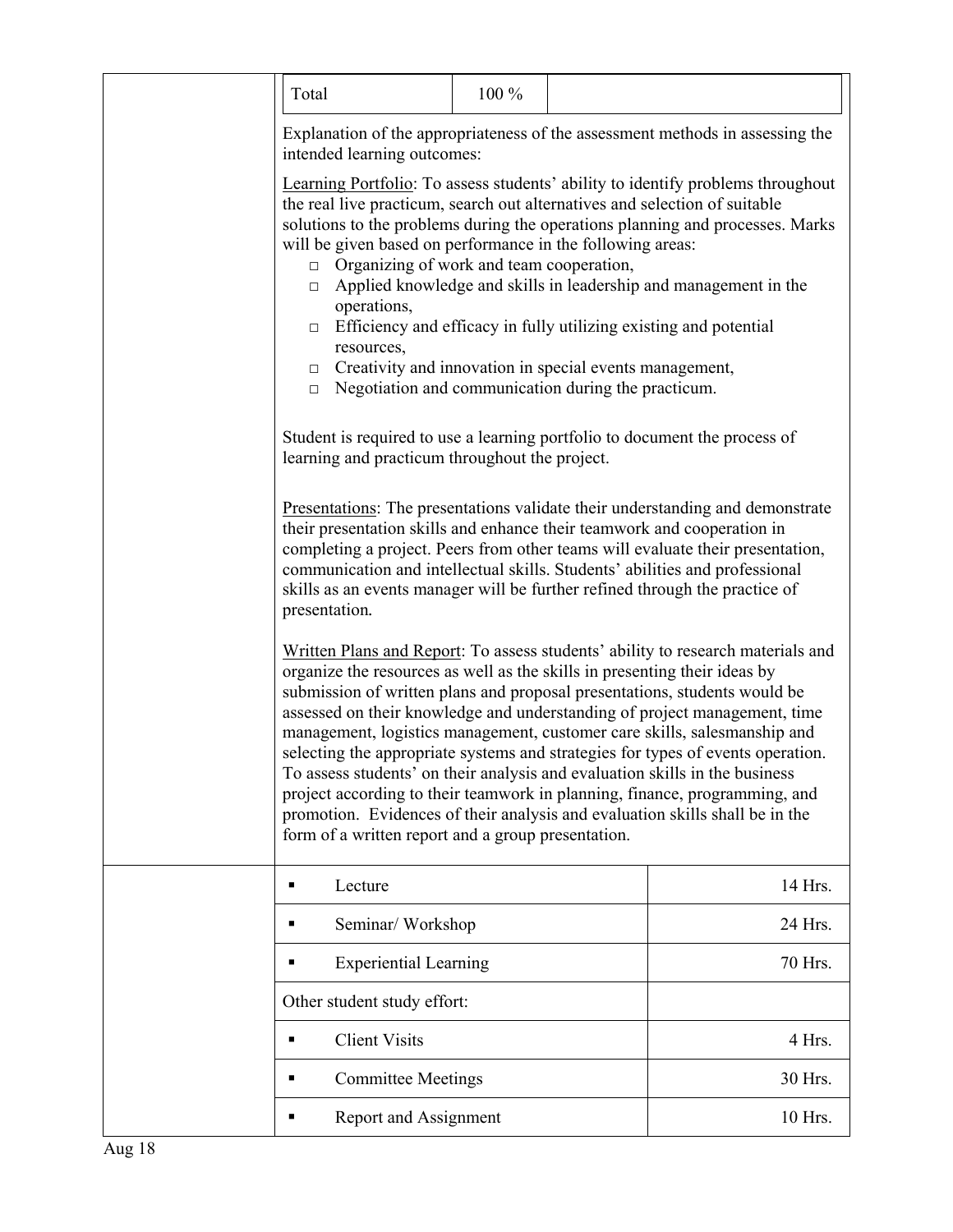| Total | 100 % | |
|---|---|---|

Explanation of the appropriateness of the assessment methods in assessing the intended learning outcomes:

Learning Portfolio: To assess students' ability to identify problems throughout the real live practicum, search out alternatives and selection of suitable solutions to the problems during the operations planning and processes. Marks will be given based on performance in the following areas:

- Organizing of work and team cooperation,
- Applied knowledge and skills in leadership and management in the operations,
- Efficiency and efficacy in fully utilizing existing and potential resources,
- Creativity and innovation in special events management,
- Negotiation and communication during the practicum.

Student is required to use a learning portfolio to document the process of learning and practicum throughout the project.

Presentations: The presentations validate their understanding and demonstrate their presentation skills and enhance their teamwork and cooperation in completing a project. Peers from other teams will evaluate their presentation, communication and intellectual skills. Students' abilities and professional skills as an events manager will be further refined through the practice of presentation.

Written Plans and Report: To assess students' ability to research materials and organize the resources as well as the skills in presenting their ideas by submission of written plans and proposal presentations, students would be assessed on their knowledge and understanding of project management, time management, logistics management, customer care skills, salesmanship and selecting the appropriate systems and strategies for types of events operation. To assess students' on their analysis and evaluation skills in the business project according to their teamwork in planning, finance, programming, and promotion. Evidences of their analysis and evaluation skills shall be in the form of a written report and a group presentation.

| | |
|---|---|
| ▪ Lecture | 14 Hrs. |
| ▪ Seminar/ Workshop | 24 Hrs. |
| ▪ Experiential Learning | 70 Hrs. |
| Other student study effort: | |
| ▪ Client Visits | 4 Hrs. |
| ▪ Committee Meetings | 30 Hrs. |
| ▪ Report and Assignment | 10 Hrs. |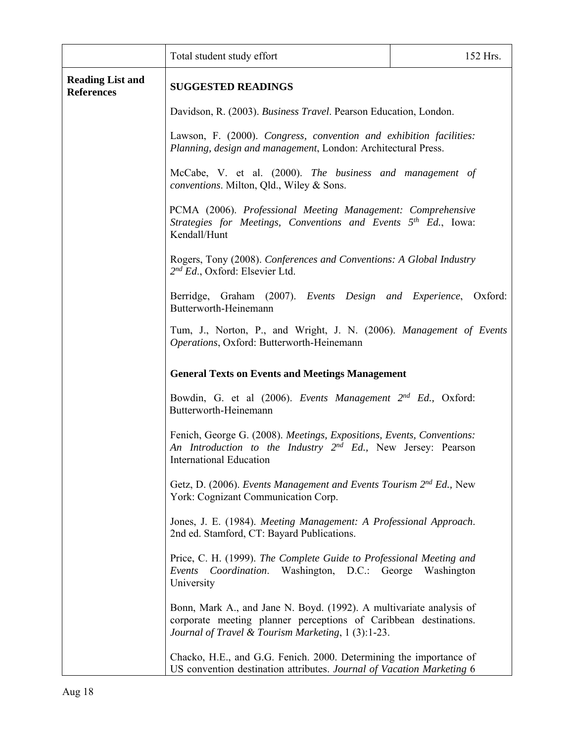| | | |
|---|---|---|
| | Total student study effort | 152 Hrs. |
| **Reading List and References** | **SUGGESTED READINGS**<br><br>Davidson, R. (2003). *Business Travel*. Pearson Education, London.<br><br>Lawson, F. (2000). *Congress, convention and exhibition facilities: Planning, design and management*, London: Architectural Press.<br><br>McCabe, V. et al. (2000). *The business and management of conventions*. Milton, Qld., Wiley & Sons.<br><br>PCMA (2006). *Professional Meeting Management: Comprehensive Strategies for Meetings, Conventions and Events 5th Ed.*, Iowa: Kendall/Hunt<br><br>Rogers, Tony (2008). *Conferences and Conventions: A Global Industry 2nd Ed*., Oxford: Elsevier Ltd.<br><br>Berridge, Graham (2007). *Events Design and Experience*, Oxford: Butterworth-Heinemann<br><br>Tum, J., Norton, P., and Wright, J. N. (2006). *Management of Events Operations*, Oxford: Butterworth-Heinemann<br><br>**General Texts on Events and Meetings Management**<br><br>Bowdin, G. et al (2006). *Events Management 2nd Ed.,* Oxford: Butterworth-Heinemann<br><br>Fenich, George G. (2008). *Meetings, Expositions, Events, Conventions: An Introduction to the Industry 2nd Ed.,* New Jersey: Pearson International Education<br><br>Getz, D. (2006). *Events Management and Events Tourism 2nd Ed.,* New York: Cognizant Communication Corp.<br><br>Jones, J. E. (1984). *Meeting Management: A Professional Approach*. 2nd ed. Stamford, CT: Bayard Publications.<br><br>Price, C. H. (1999). *The Complete Guide to Professional Meeting and Events Coordination*. Washington, D.C.: George Washington University<br><br>Bonn, Mark A., and Jane N. Boyd. (1992). A multivariate analysis of corporate meeting planner perceptions of Caribbean destinations. *Journal of Travel & Tourism Marketing*, 1 (3):1-23.<br><br>Chacko, H.E., and G.G. Fenich. 2000. Determining the importance of US convention destination attributes. *Journal of Vacation Marketing* 6 | |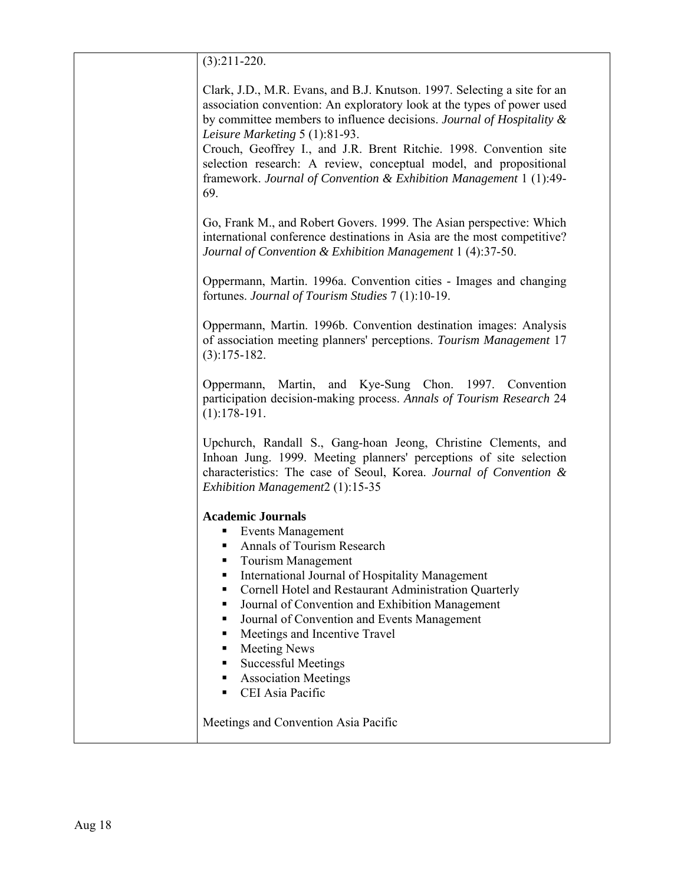| | |
|---|---|
| | (3):211-220.<br><br>Clark, J.D., M.R. Evans, and B.J. Knutson. 1997. Selecting a site for an association convention: An exploratory look at the types of power used by committee members to influence decisions. *Journal of Hospitality & Leisure Marketing* 5 (1):81-93.<br>Crouch, Geoffrey I., and J.R. Brent Ritchie. 1998. Convention site selection research: A review, conceptual model, and propositional framework. *Journal of Convention & Exhibition Management* 1 (1):49-69.<br><br>Go, Frank M., and Robert Govers. 1999. The Asian perspective: Which international conference destinations in Asia are the most competitive? *Journal of Convention & Exhibition Management* 1 (4):37-50.<br><br>Oppermann, Martin. 1996a. Convention cities - Images and changing fortunes. *Journal of Tourism Studies* 7 (1):10-19.<br><br>Oppermann, Martin. 1996b. Convention destination images: Analysis of association meeting planners' perceptions. *Tourism Management* 17 (3):175-182.<br><br>Oppermann, Martin, and Kye-Sung Chon. 1997. Convention participation decision-making process. *Annals of Tourism Research* 24 (1):178-191.<br><br>Upchurch, Randall S., Gang-hoan Jeong, Christine Clements, and Inhoan Jung. 1999. Meeting planners' perceptions of site selection characteristics: The case of Seoul, Korea. *Journal of Convention & Exhibition Management*2 (1):15-35<br><br>**Academic Journals**<br>▪ Events Management<br>▪ Annals of Tourism Research<br>▪ Tourism Management<br>▪ International Journal of Hospitality Management<br>▪ Cornell Hotel and Restaurant Administration Quarterly<br>▪ Journal of Convention and Exhibition Management<br>▪ Journal of Convention and Events Management<br>▪ Meetings and Incentive Travel<br>▪ Meeting News<br>▪ Successful Meetings<br>▪ Association Meetings<br>▪ CEI Asia Pacific<br><br>Meetings and Convention Asia Pacific |

Aug 18